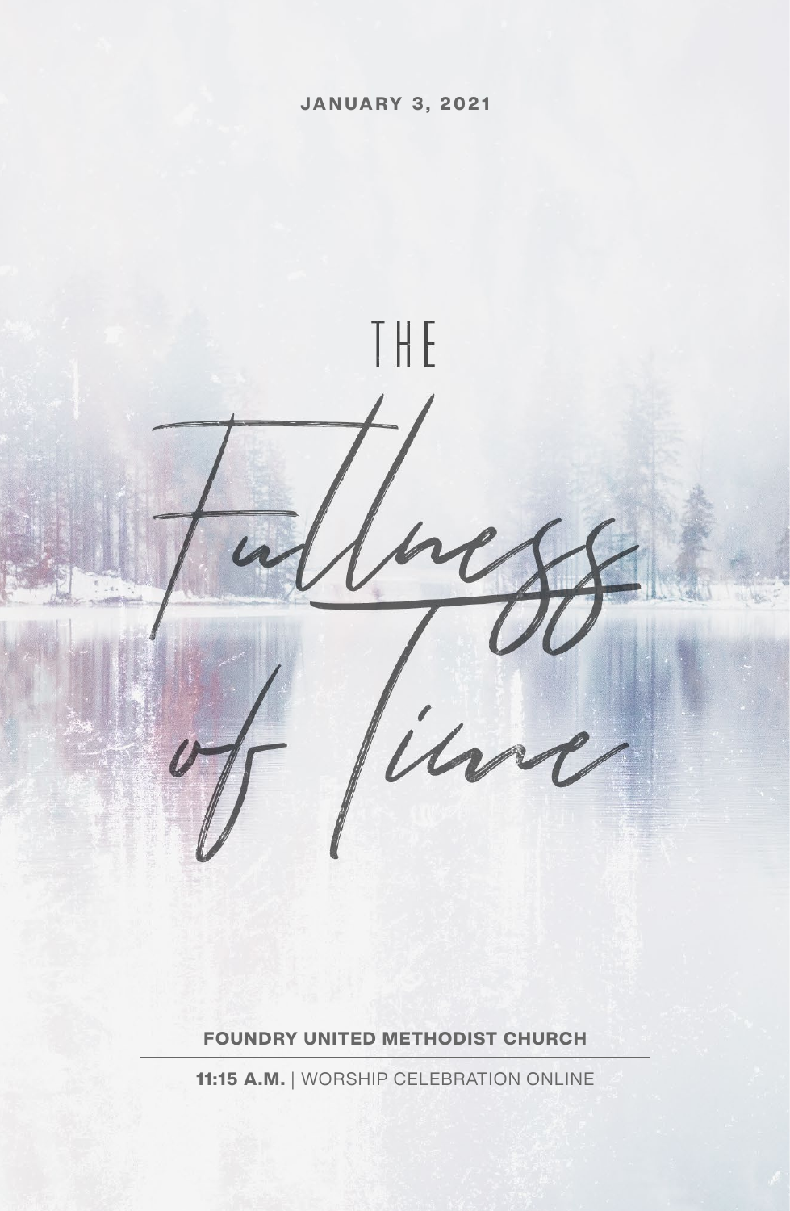JANUARY 3, 2021

# THE Fullness of Time

**FOUNDRY UNITED METHODIST CHURCH**

**11:15 A.M.** | WORSHIP CELEBRATION ONLINE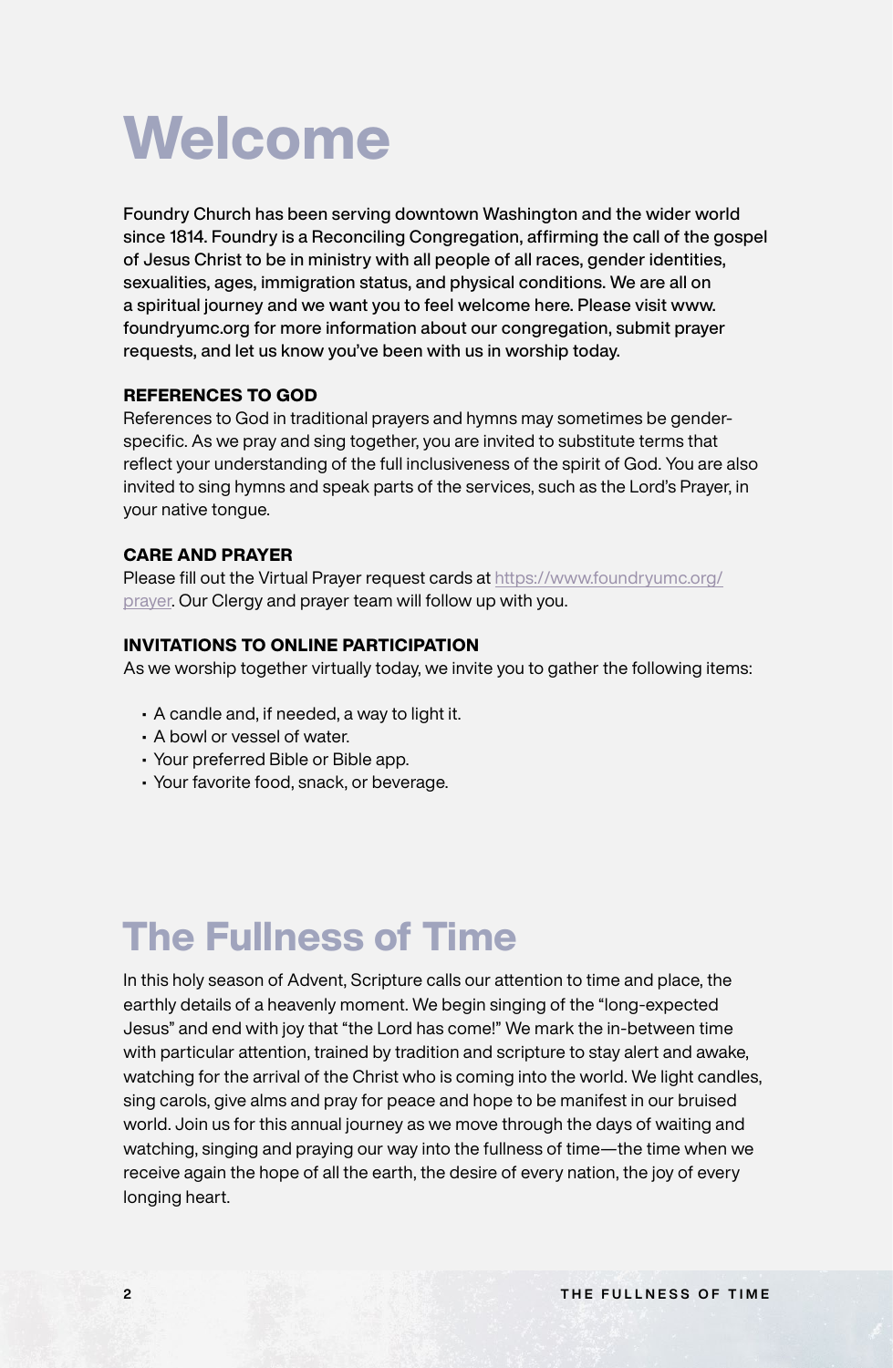# Welcome

Foundry Church has been serving downtown Washington and the wider world since 1814. Foundry is a Reconciling Congregation, affirming the call of the gospel of Jesus Christ to be in ministry with all people of all races, gender identities, sexualities, ages, immigration status, and physical conditions. We are all on a spiritual journey and we want you to feel welcome here. Please visit www.foundryumc.org for more information about our congregation, submit prayer requests, and let us know you've been with us in worship today.

**REFERENCES TO GOD**

References to God in traditional prayers and hymns may sometimes be gender-specific. As we pray and sing together, you are invited to substitute terms that reflect your understanding of the full inclusiveness of the spirit of God. You are also invited to sing hymns and speak parts of the services, such as the Lord's Prayer, in your native tongue.

**CARE AND PRAYER**

Please fill out the Virtual Prayer request cards at https://www.foundryumc.org/prayer. Our Clergy and prayer team will follow up with you.

**INVITATIONS TO ONLINE PARTICIPATION**

As we worship together virtually today, we invite you to gather the following items:

- A candle and, if needed, a way to light it.
- A bowl or vessel of water.
- Your preferred Bible or Bible app.
- Your favorite food, snack, or beverage.

# The Fullness of Time

In this holy season of Advent, Scripture calls our attention to time and place, the earthly details of a heavenly moment. We begin singing of the "long-expected Jesus" and end with joy that "the Lord has come!" We mark the in-between time with particular attention, trained by tradition and scripture to stay alert and awake, watching for the arrival of the Christ who is coming into the world. We light candles, sing carols, give alms and pray for peace and hope to be manifest in our bruised world. Join us for this annual journey as we move through the days of waiting and watching, singing and praying our way into the fullness of time—the time when we receive again the hope of all the earth, the desire of every nation, the joy of every longing heart.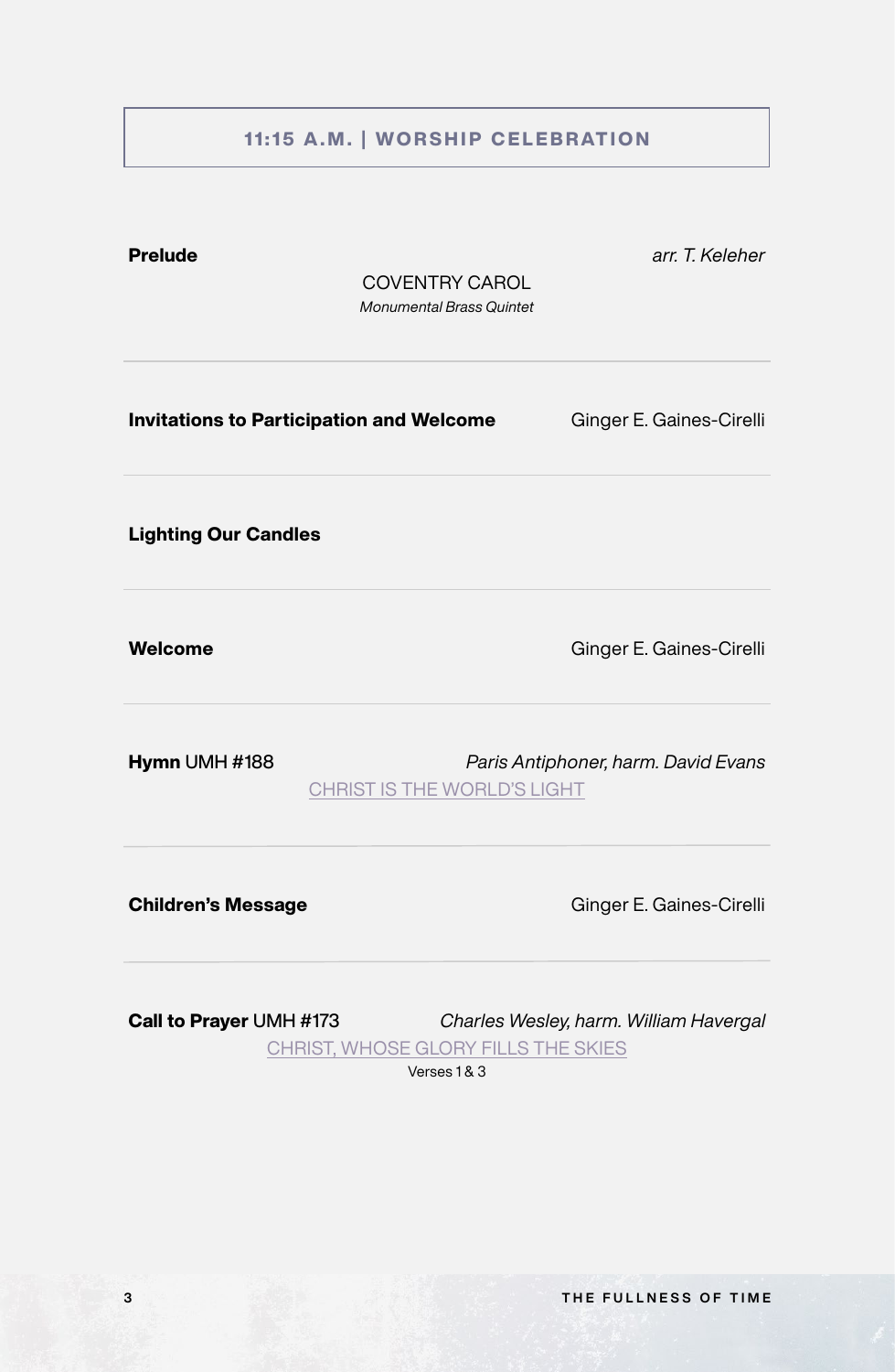## 11:15 A.M. | WORSHIP CELEBRATION

**Prelude** — *arr. T. Keleher*

COVENTRY CAROL

*Monumental Brass Quintet*

---

**Invitations to Participation and Welcome** — Ginger E. Gaines-Cirelli

---

**Lighting Our Candles**

---

**Welcome** — Ginger E. Gaines-Cirelli

---

**Hymn** UMH #188 — *Paris Antiphoner, harm. David Evans*

CHRIST IS THE WORLD'S LIGHT

---

**Children's Message** — Ginger E. Gaines-Cirelli

---

**Call to Prayer** UMH #173 — *Charles Wesley, harm. William Havergal*

CHRIST, WHOSE GLORY FILLS THE SKIES

Verses 1 & 3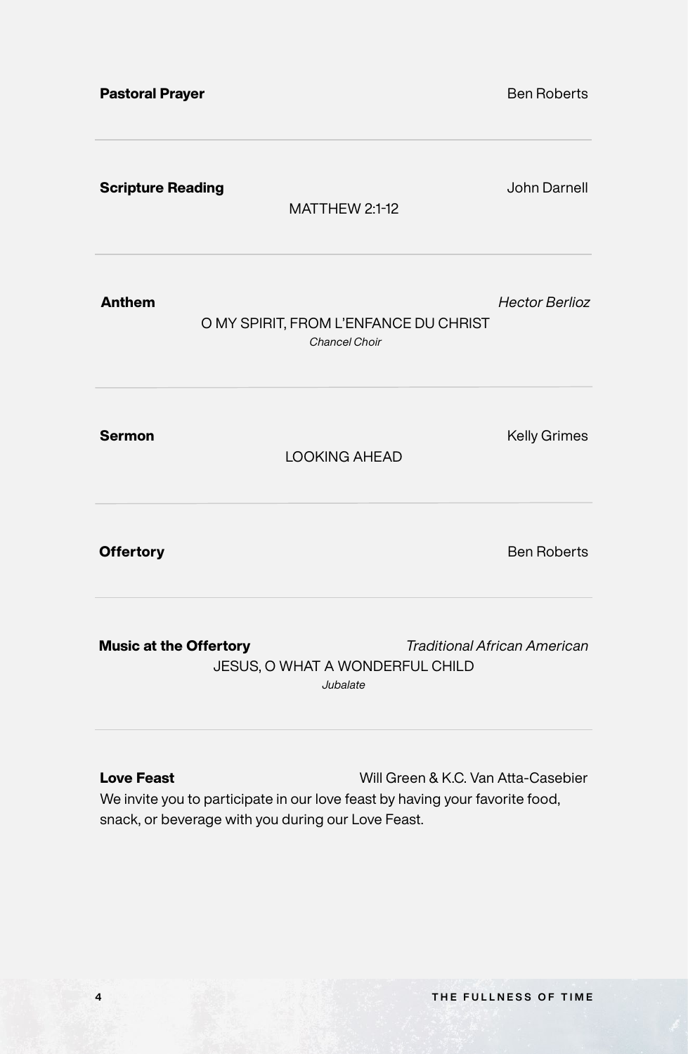**Pastoral Prayer** Ben Roberts

---

**Scripture Reading** John Darnell

MATTHEW 2:1-12

---

**Anthem** *Hector Berlioz*

O MY SPIRIT, FROM L'ENFANCE DU CHRIST

*Chancel Choir*

---

**Sermon** Kelly Grimes

LOOKING AHEAD

---

**Offertory** Ben Roberts

---

**Music at the Offertory** *Traditional African American*

JESUS, O WHAT A WONDERFUL CHILD

*Jubalate*

---

**Love Feast** Will Green & K.C. Van Atta-Casebier

We invite you to participate in our love feast by having your favorite food, snack, or beverage with you during our Love Feast.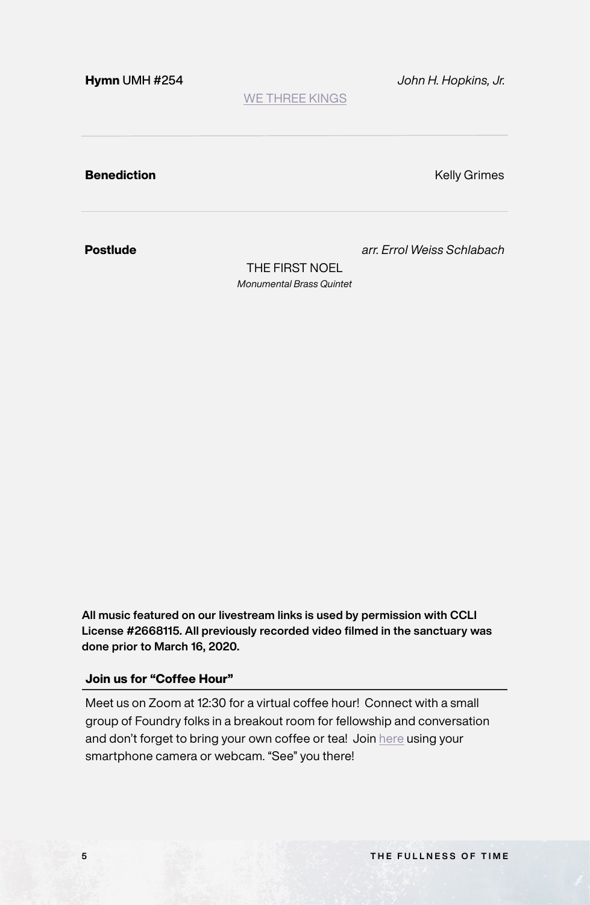**Hymn** UMH #254 *John H. Hopkins, Jr.*

WE THREE KINGS

---

**Benediction** Kelly Grimes

---

**Postlude** *arr. Errol Weiss Schlabach*

THE FIRST NOEL

*Monumental Brass Quintet*

**All music featured on our livestream links is used by permission with CCLI License #2668115. All previously recorded video filmed in the sanctuary was done prior to March 16, 2020.**

### Join us for "Coffee Hour"

Meet us on Zoom at 12:30 for a virtual coffee hour! Connect with a small group of Foundry folks in a breakout room for fellowship and conversation and don't forget to bring your own coffee or tea! Join here using your smartphone camera or webcam. "See" you there!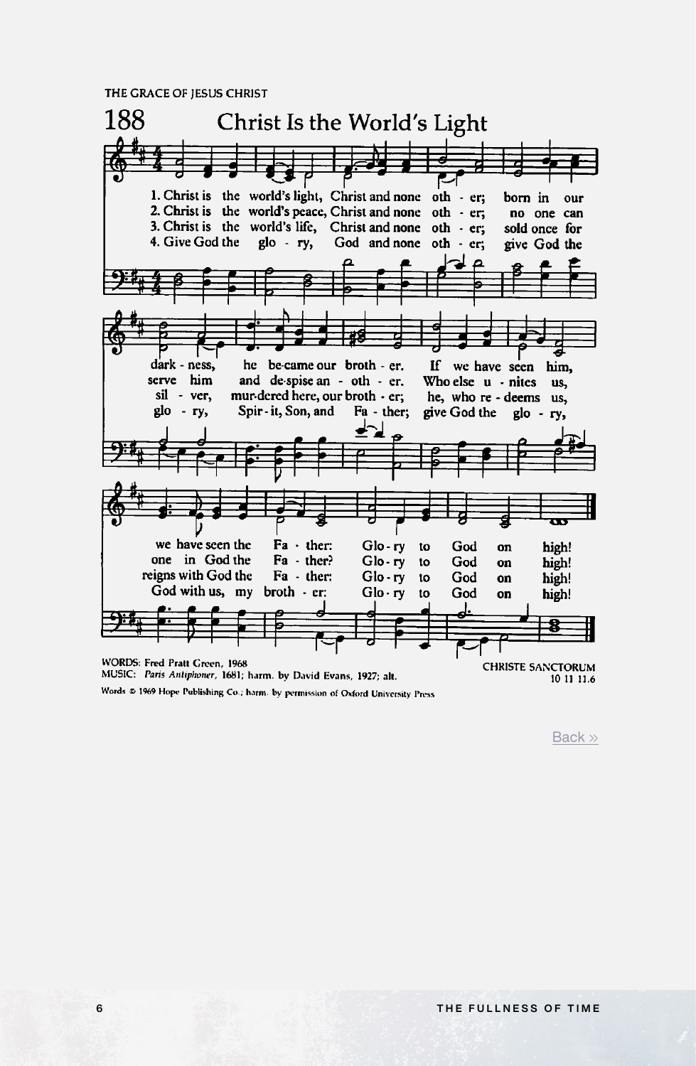THE GRACE OF JESUS CHRIST

# 188 Christ Is the World's Light

1. Christ is the world's light, Christ and none oth - er; born in our dark - ness, he be-came our broth - er. If we have seen him, we have seen the Fa - ther: Glo - ry to God on high!

2. Christ is the world's peace, Christ and none oth - er; no one can serve him and de-spise an - oth - er. Who else u - nites us, one in God the Fa - ther? Glo - ry to God on high!

3. Christ is the world's life, Christ and none oth - er; sold once for sil - ver, mur-dered here, our broth - er; he, who re - deems us, reigns with God the Fa - ther: Glo - ry to God on high!

4. Give God the glo - ry, God and none oth - er; give God the glo - ry, Spir - it, Son, and Fa - ther; give God the glo - ry, God with us, my broth - er: Glo - ry to God on high!

WORDS: Fred Pratt Green, 1968
MUSIC: *Paris Antiphoner*, 1681; harm. by David Evans, 1927; alt.

CHRISTE SANCTORUM
10 11 11.6

Words © 1969 Hope Publishing Co.; harm. by permission of Oxford University Press

Back »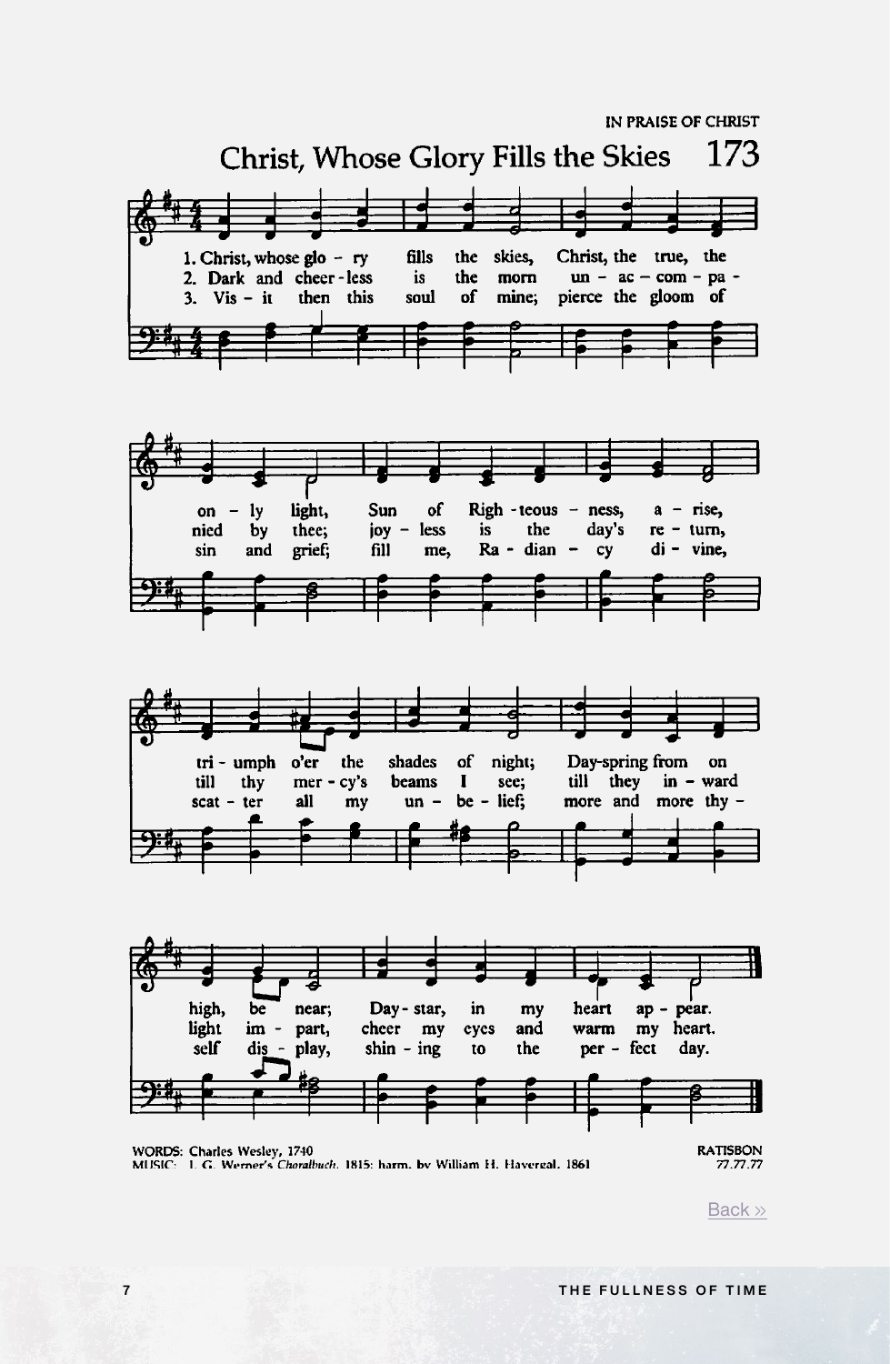IN PRAISE OF CHRIST

# Christ, Whose Glory Fills the Skies 173

1. Christ, whose glory fills the skies, Christ, the true, the only light, Sun of Righteousness, arise, triumph o'er the shades of night; Day-spring from on high, be near; Day-star, in my heart appear.

2. Dark and cheerless is the morn unaccompanied by thee; joyless is the day's return, till thy mercy's beams I see; till they inward light impart, cheer my eyes and warm my heart.

3. Visit then this soul of mine; pierce the gloom of sin and grief; fill me, Radiancy divine, scatter all my unbelief; more and more thyself display, shining to the perfect day.

WORDS: Charles Wesley, 1740
MUSIC: J. G. Werner's *Choralbuch*, 1815; harm. by William H. Havergal, 1861

RATISBON
77.77.77

Back »

THE FULLNESS OF TIME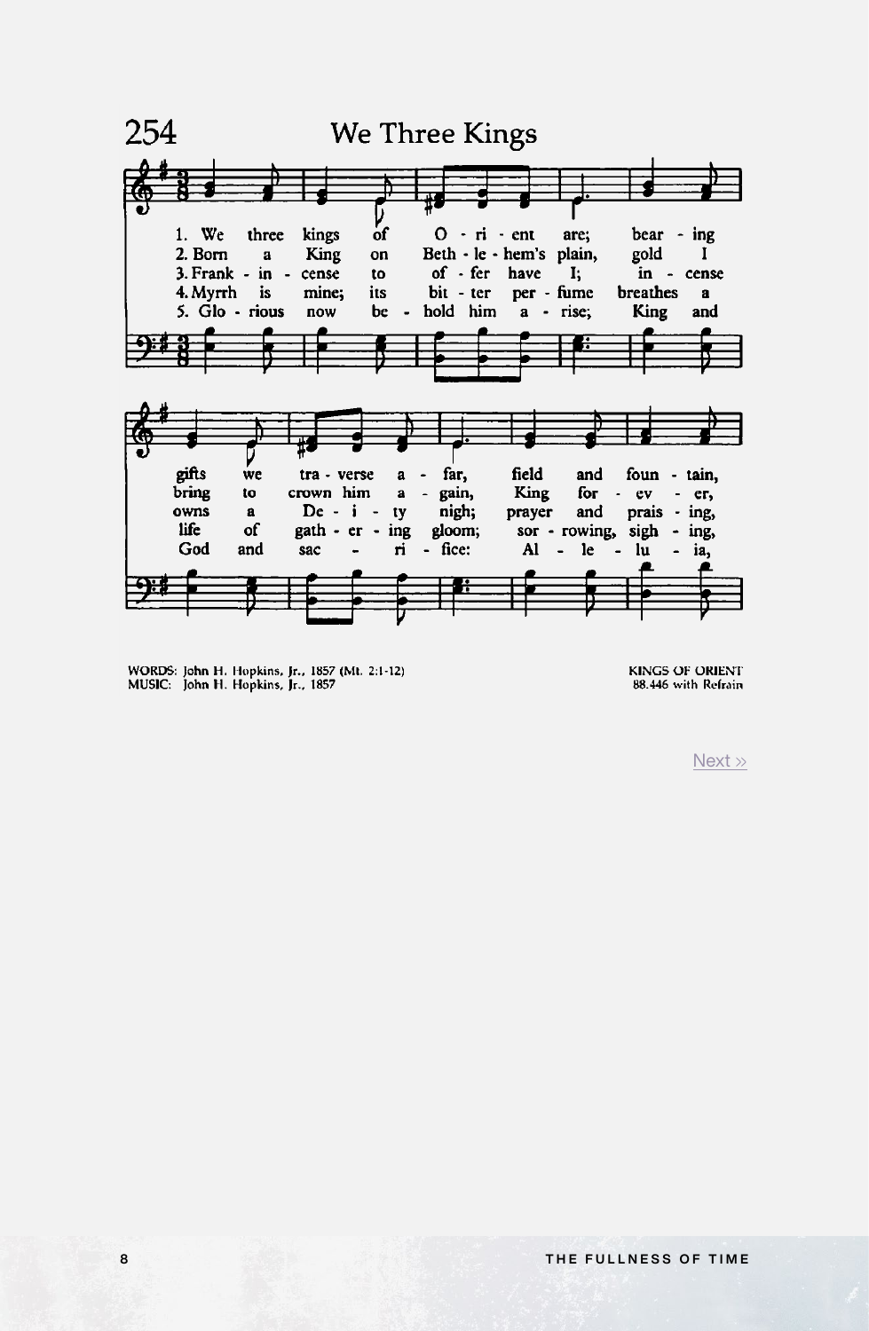## 254 We Three Kings

1. We three kings of Orient are; bearing gifts we traverse afar, field and fountain,
2. Born a King on Bethlehem's plain, gold I bring to crown him again, King for ever,
3. Frankincense to offer have I; incense owns a Deity nigh; prayer and praising,
4. Myrrh is mine; its bitter perfume breathes a life of gathering gloom; sorrowing, sighing,
5. Glorious now behold him arise; King and God and sacrifice: Alleluia,

WORDS: John H. Hopkins, Jr., 1857 (Mt. 2:1-12)
MUSIC: John H. Hopkins, Jr., 1857

KINGS OF ORIENT
88.446 with Refrain

Next »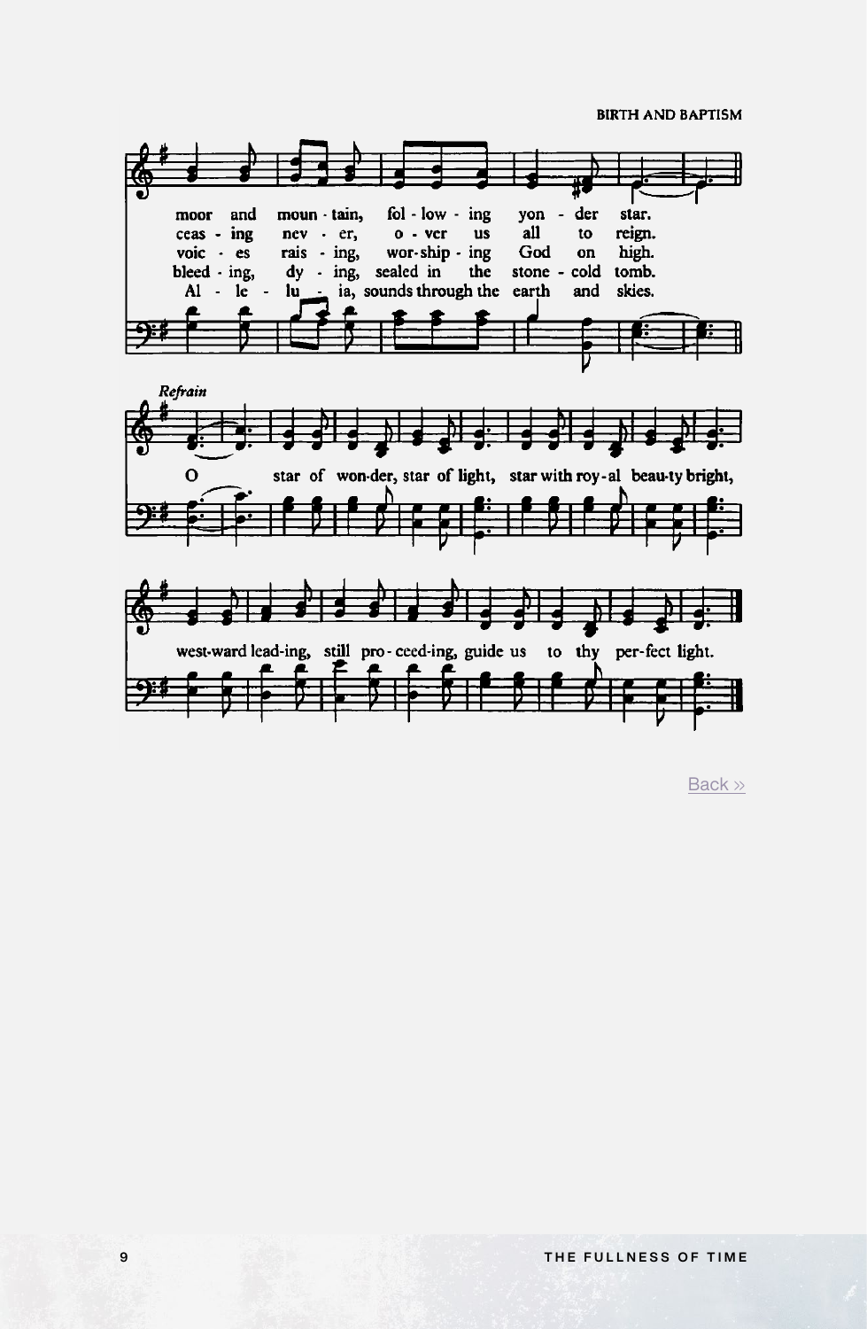BIRTH AND BAPTISM

moor and moun - tain, fol - low - ing yon - der star.
ceas - ing nev - er, o - ver us all to reign.
voic - es rais - ing, wor - ship - ing God on high.
bleed - ing, dy - ing, sealed in the stone - cold tomb.
Al - le - lu - ia, sounds through the earth and skies.

*Refrain*

O star of won-der, star of light, star with roy-al beau-ty bright,

west-ward lead-ing, still pro-ceed-ing, guide us to thy per-fect light.

Back »